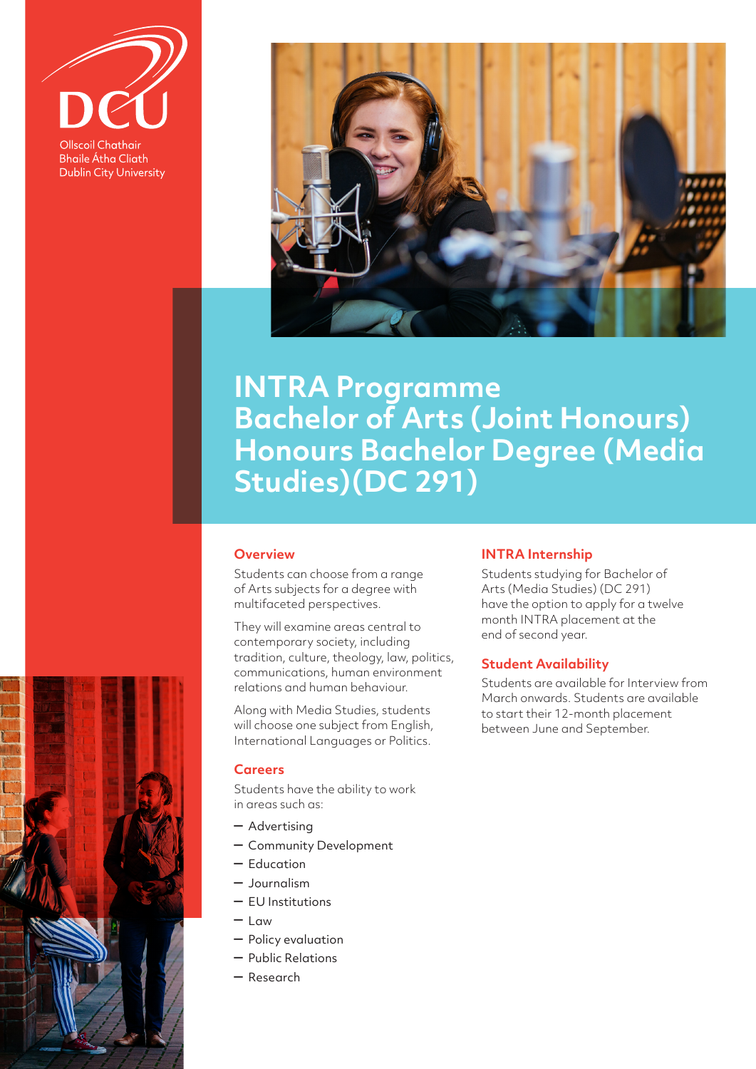DCU

Ollscoil Chathair Bhaile Átha Cliath
Dublin City University

# INTRA Programme Bachelor of Arts (Joint Honours) Honours Bachelor Degree (Media Studies)(DC 291)

## Overview

Students can choose from a range of Arts subjects for a degree with multifaceted perspectives.

They will examine areas central to contemporary society, including tradition, culture, theology, law, politics, communications, human environment relations and human behaviour.

Along with Media Studies, students will choose one subject from English, International Languages or Politics.

## Careers

Students have the ability to work in areas such as:

- Advertising
- Community Development
- Education
- Journalism
- EU Institutions
- Law
- Policy evaluation
- Public Relations
- Research

## INTRA Internship

Students studying for Bachelor of Arts (Media Studies) (DC 291) have the option to apply for a twelve month INTRA placement at the end of second year.

## Student Availability

Students are available for Interview from March onwards. Students are available to start their 12-month placement between June and September.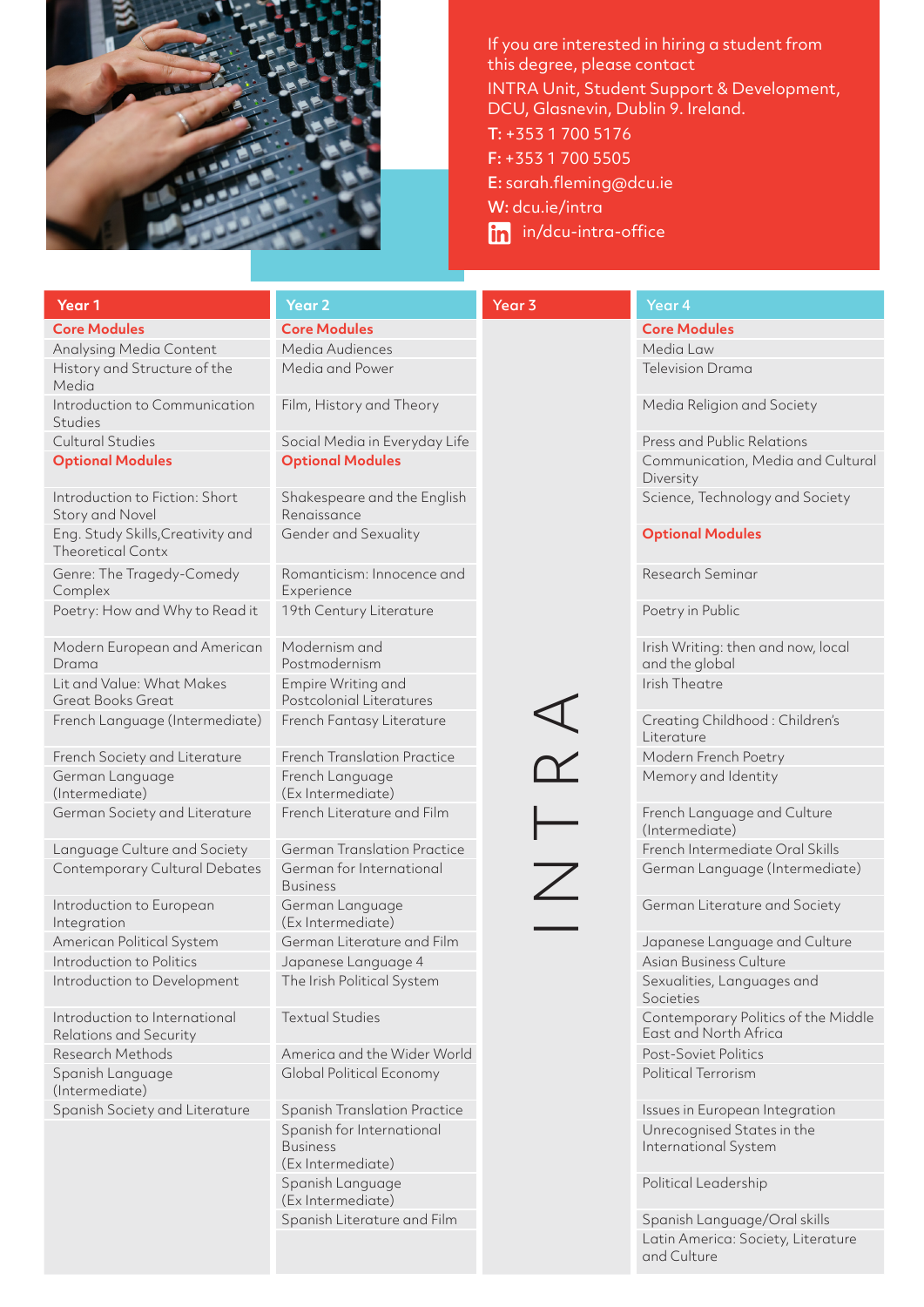If you are interested in hiring a student from this degree, please contact

INTRA Unit, Student Support & Development, DCU, Glasnevin, Dublin 9. Ireland.

**T:** +353 1 700 5176

**F:** +353 1 700 5505

**E:** sarah.fleming@dcu.ie

**W:** dcu.ie/intra

in/dcu-intra-office

| Year 1 | Year 2 | Year 3 | Year 4 |
|---|---|---|---|
| **Core Modules** | **Core Modules** | INTRA | **Core Modules** |
| Analysing Media Content | Media Audiences | | Media Law |
| History and Structure of the Media | Media and Power | | Television Drama |
| Introduction to Communication Studies | Film, History and Theory | | Media Religion and Society |
| Cultural Studies | Social Media in Everyday Life | | Press and Public Relations |
| **Optional Modules** | **Optional Modules** | | Communication, Media and Cultural Diversity |
| Introduction to Fiction: Short Story and Novel | Shakespeare and the English Renaissance | | Science, Technology and Society |
| Eng. Study Skills,Creativity and Theoretical Contx | Gender and Sexuality | | **Optional Modules** |
| Genre: The Tragedy-Comedy Complex | Romanticism: Innocence and Experience | | Research Seminar |
| Poetry: How and Why to Read it | 19th Century Literature | | Poetry in Public |
| Modern European and American Drama | Modernism and Postmodernism | | Irish Writing: then and now, local and the global |
| Lit and Value: What Makes Great Books Great | Empire Writing and Postcolonial Literatures | | Irish Theatre |
| French Language (Intermediate) | French Fantasy Literature | | Creating Childhood : Children's Literature |
| French Society and Literature | French Translation Practice | | Modern French Poetry |
| German Language (Intermediate) | French Language (Ex Intermediate) | | Memory and Identity |
| German Society and Literature | French Literature and Film | | French Language and Culture (Intermediate) |
| Language Culture and Society | German Translation Practice | | French Intermediate Oral Skills |
| Contemporary Cultural Debates | German for International Business | | German Language (Intermediate) |
| Introduction to European Integration | German Language (Ex Intermediate) | | German Literature and Society |
| American Political System | German Literature and Film | | Japanese Language and Culture |
| Introduction to Politics | Japanese Language 4 | | Asian Business Culture |
| Introduction to Development | The Irish Political System | | Sexualities, Languages and Societies |
| Introduction to International Relations and Security | Textual Studies | | Contemporary Politics of the Middle East and North Africa |
| Research Methods | America and the Wider World | | Post-Soviet Politics |
| Spanish Language (Intermediate) | Global Political Economy | | Political Terrorism |
| Spanish Society and Literature | Spanish Translation Practice | | Issues in European Integration |
| | Spanish for International Business (Ex Intermediate) | | Unrecognised States in the International System |
| | Spanish Language (Ex Intermediate) | | Political Leadership |
| | Spanish Literature and Film | | Spanish Language/Oral skills |
| | | | Latin America: Society, Literature and Culture |